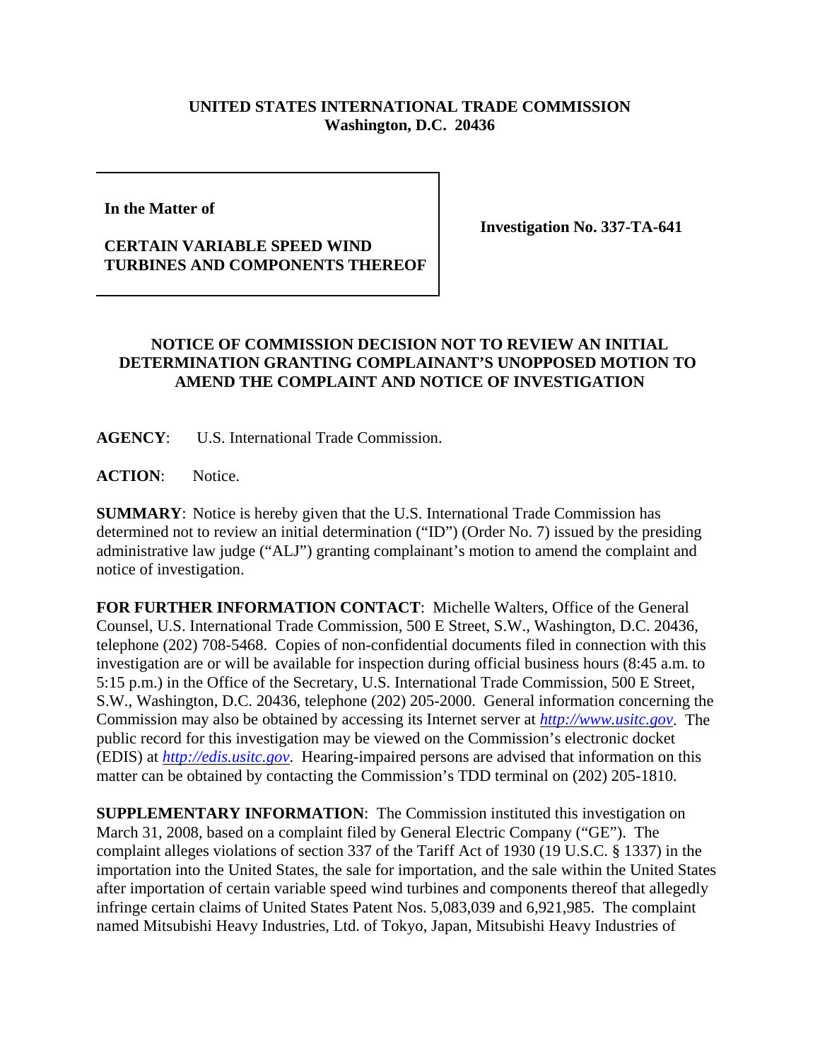**UNITED STATES INTERNATIONAL TRADE COMMISSION**
**Washington, D.C. 20436**

| | |
|---|---|
| **In the Matter of**<br><br>**CERTAIN VARIABLE SPEED WIND TURBINES AND COMPONENTS THEREOF** | **Investigation No. 337-TA-641** |

**NOTICE OF COMMISSION DECISION NOT TO REVIEW AN INITIAL DETERMINATION GRANTING COMPLAINANT'S UNOPPOSED MOTION TO AMEND THE COMPLAINT AND NOTICE OF INVESTIGATION**

**AGENCY**: U.S. International Trade Commission.

**ACTION**: Notice.

**SUMMARY**: Notice is hereby given that the U.S. International Trade Commission has determined not to review an initial determination ("ID") (Order No. 7) issued by the presiding administrative law judge ("ALJ") granting complainant's motion to amend the complaint and notice of investigation.

**FOR FURTHER INFORMATION CONTACT**: Michelle Walters, Office of the General Counsel, U.S. International Trade Commission, 500 E Street, S.W., Washington, D.C. 20436, telephone (202) 708-5468. Copies of non-confidential documents filed in connection with this investigation are or will be available for inspection during official business hours (8:45 a.m. to 5:15 p.m.) in the Office of the Secretary, U.S. International Trade Commission, 500 E Street, S.W., Washington, D.C. 20436, telephone (202) 205-2000. General information concerning the Commission may also be obtained by accessing its Internet server at *http://www.usitc.gov*. The public record for this investigation may be viewed on the Commission's electronic docket (EDIS) at *http://edis.usitc.gov*. Hearing-impaired persons are advised that information on this matter can be obtained by contacting the Commission's TDD terminal on (202) 205-1810.

**SUPPLEMENTARY INFORMATION**: The Commission instituted this investigation on March 31, 2008, based on a complaint filed by General Electric Company ("GE"). The complaint alleges violations of section 337 of the Tariff Act of 1930 (19 U.S.C. § 1337) in the importation into the United States, the sale for importation, and the sale within the United States after importation of certain variable speed wind turbines and components thereof that allegedly infringe certain claims of United States Patent Nos. 5,083,039 and 6,921,985. The complaint named Mitsubishi Heavy Industries, Ltd. of Tokyo, Japan, Mitsubishi Heavy Industries of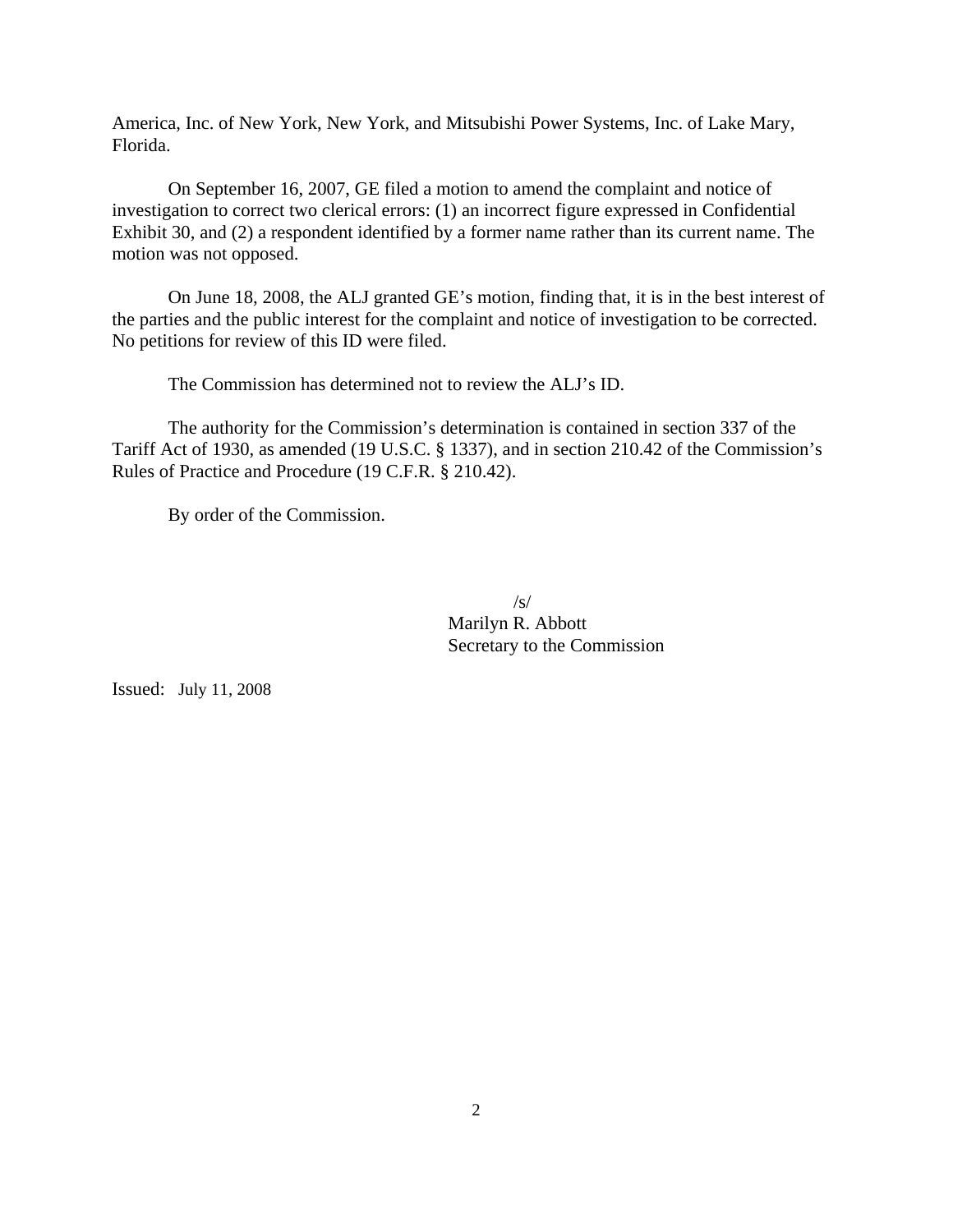America, Inc. of New York, New York, and Mitsubishi Power Systems, Inc. of Lake Mary, Florida.

On September 16, 2007, GE filed a motion to amend the complaint and notice of investigation to correct two clerical errors: (1) an incorrect figure expressed in Confidential Exhibit 30, and (2) a respondent identified by a former name rather than its current name. The motion was not opposed.

On June 18, 2008, the ALJ granted GE's motion, finding that, it is in the best interest of the parties and the public interest for the complaint and notice of investigation to be corrected. No petitions for review of this ID were filed.

The Commission has determined not to review the ALJ's ID.

The authority for the Commission's determination is contained in section 337 of the Tariff Act of 1930, as amended (19 U.S.C. § 1337), and in section 210.42 of the Commission's Rules of Practice and Procedure (19 C.F.R. § 210.42).

By order of the Commission.

/s/
Marilyn R. Abbott
Secretary to the Commission

Issued: July 11, 2008